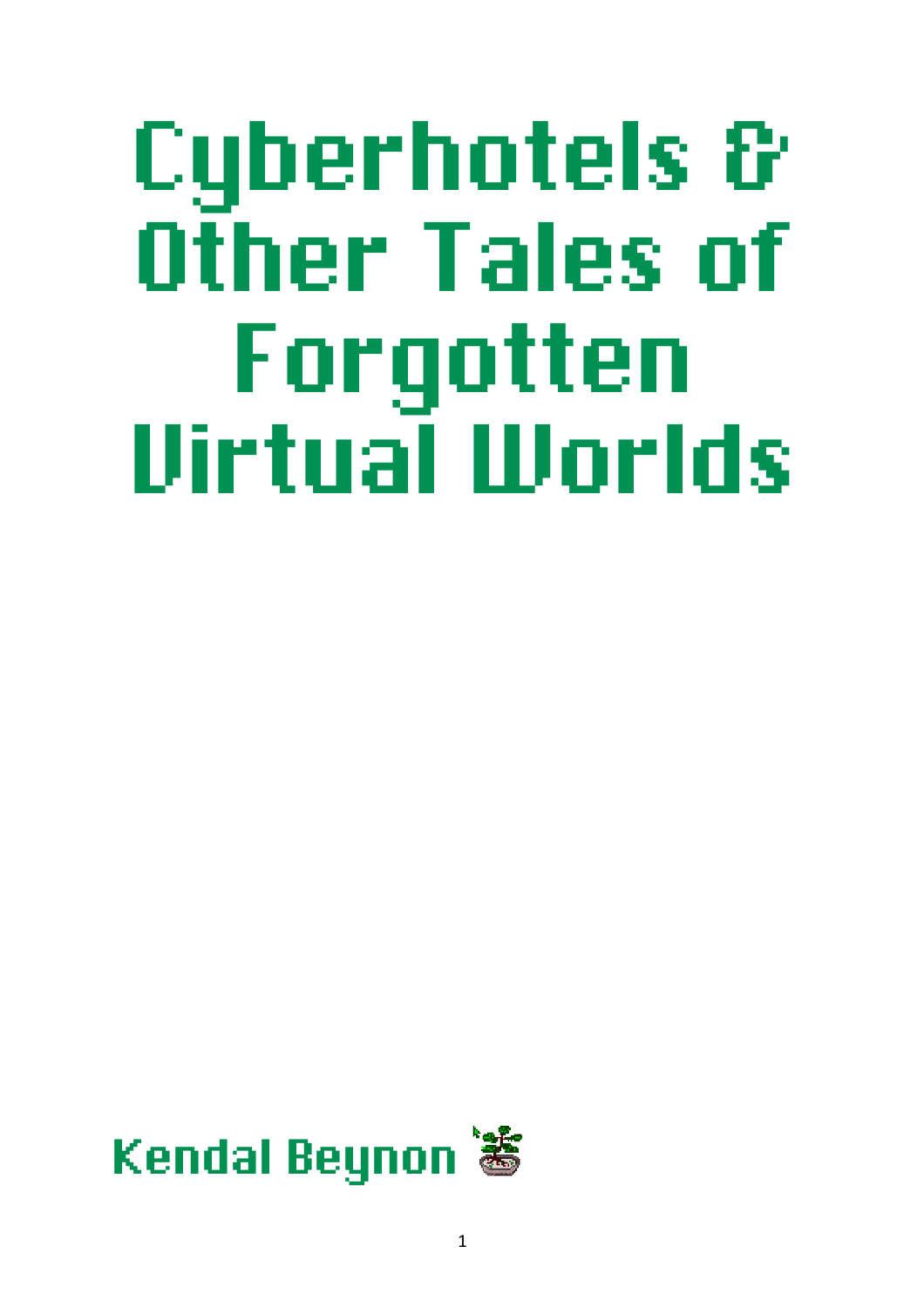# Cyberhotels & Other Tales of Forgotten Virtual Worlds

Kendal Beynon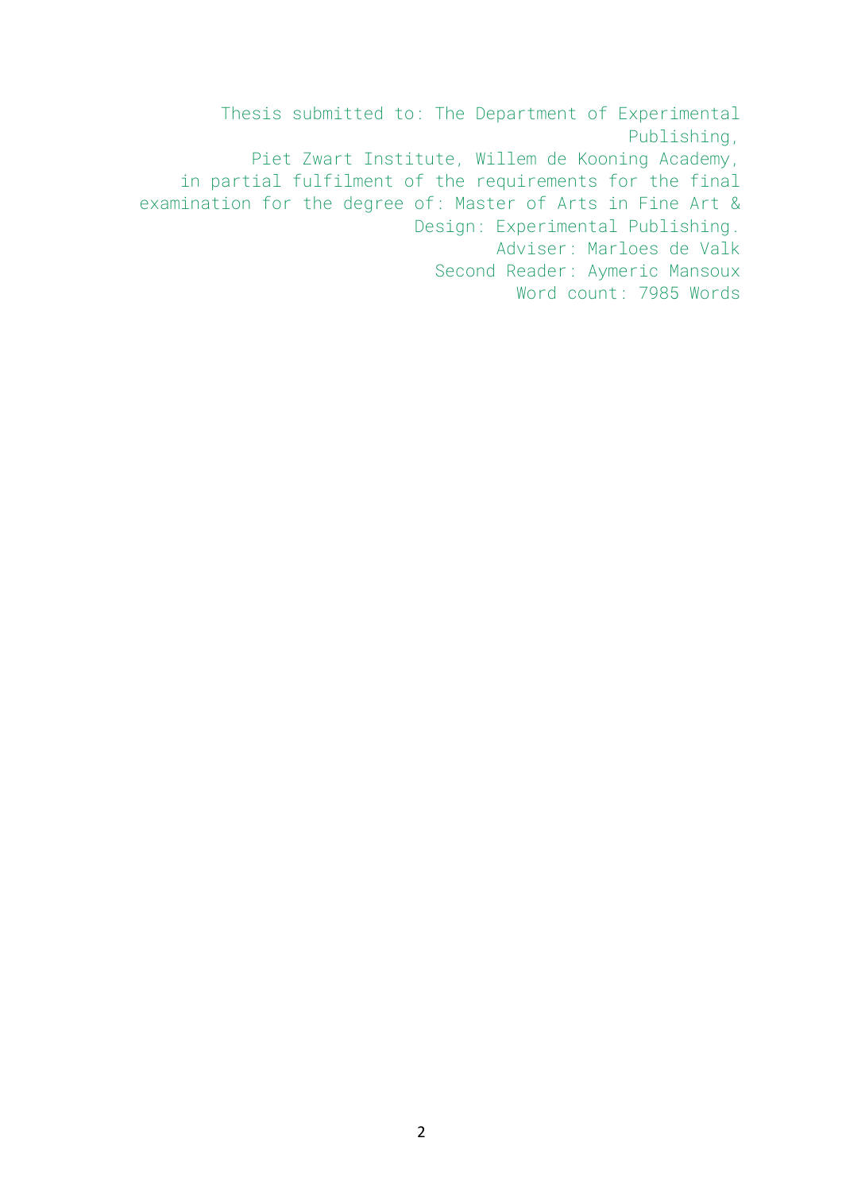Thesis submitted to: The Department of Experimental Publishing,
Piet Zwart Institute, Willem de Kooning Academy,
in partial fulfilment of the requirements for the final examination for the degree of: Master of Arts in Fine Art & Design: Experimental Publishing.
Adviser: Marloes de Valk
Second Reader: Aymeric Mansoux
Word count: 7985 Words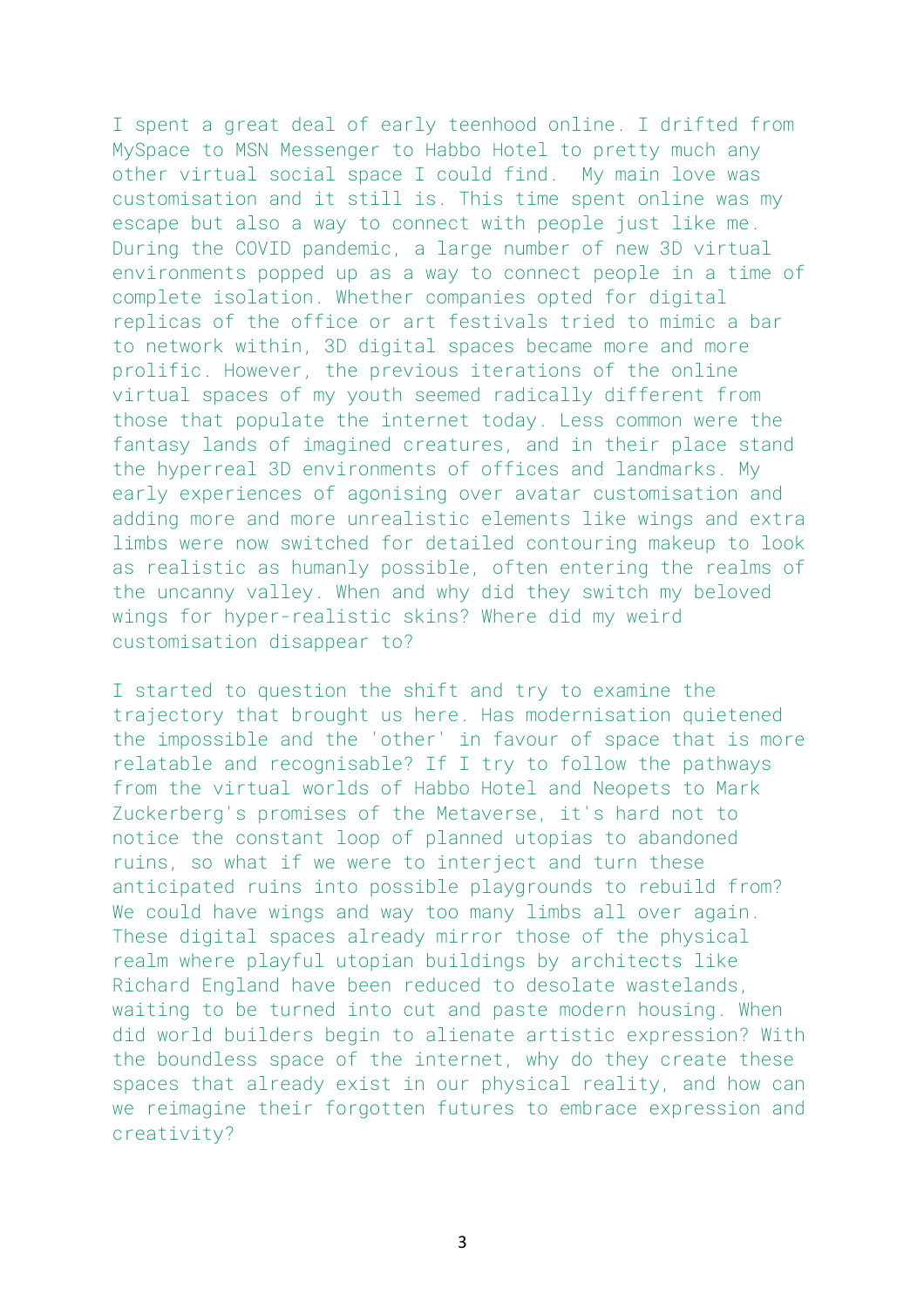I spent a great deal of early teenhood online. I drifted from MySpace to MSN Messenger to Habbo Hotel to pretty much any other virtual social space I could find.  My main love was customisation and it still is. This time spent online was my escape but also a way to connect with people just like me. During the COVID pandemic, a large number of new 3D virtual environments popped up as a way to connect people in a time of complete isolation. Whether companies opted for digital replicas of the office or art festivals tried to mimic a bar to network within, 3D digital spaces became more and more prolific. However, the previous iterations of the online virtual spaces of my youth seemed radically different from those that populate the internet today. Less common were the fantasy lands of imagined creatures, and in their place stand the hyperreal 3D environments of offices and landmarks. My early experiences of agonising over avatar customisation and adding more and more unrealistic elements like wings and extra limbs were now switched for detailed contouring makeup to look as realistic as humanly possible, often entering the realms of the uncanny valley. When and why did they switch my beloved wings for hyper-realistic skins? Where did my weird customisation disappear to?

I started to question the shift and try to examine the trajectory that brought us here. Has modernisation quietened the impossible and the 'other' in favour of space that is more relatable and recognisable? If I try to follow the pathways from the virtual worlds of Habbo Hotel and Neopets to Mark Zuckerberg's promises of the Metaverse, it's hard not to notice the constant loop of planned utopias to abandoned ruins, so what if we were to interject and turn these anticipated ruins into possible playgrounds to rebuild from? We could have wings and way too many limbs all over again. These digital spaces already mirror those of the physical realm where playful utopian buildings by architects like Richard England have been reduced to desolate wastelands, waiting to be turned into cut and paste modern housing. When did world builders begin to alienate artistic expression? With the boundless space of the internet, why do they create these spaces that already exist in our physical reality, and how can we reimagine their forgotten futures to embrace expression and creativity?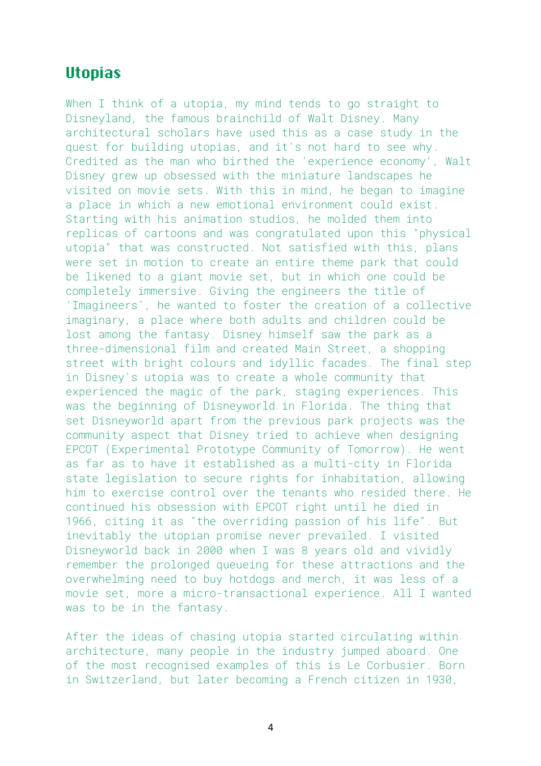## Utopias

When I think of a utopia, my mind tends to go straight to Disneyland, the famous brainchild of Walt Disney. Many architectural scholars have used this as a case study in the quest for building utopias, and it's not hard to see why. Credited as the man who birthed the 'experience economy', Walt Disney grew up obsessed with the miniature landscapes he visited on movie sets. With this in mind, he began to imagine a place in which a new emotional environment could exist. Starting with his animation studios, he molded them into replicas of cartoons and was congratulated upon this "physical utopia" that was constructed. Not satisfied with this, plans were set in motion to create an entire theme park that could be likened to a giant movie set, but in which one could be completely immersive. Giving the engineers the title of 'Imagineers', he wanted to foster the creation of a collective imaginary, a place where both adults and children could be lost among the fantasy. Disney himself saw the park as a three-dimensional film and created Main Street, a shopping street with bright colours and idyllic facades. The final step in Disney's utopia was to create a whole community that experienced the magic of the park, staging experiences. This was the beginning of Disneyworld in Florida. The thing that set Disneyworld apart from the previous park projects was the community aspect that Disney tried to achieve when designing EPCOT (Experimental Prototype Community of Tomorrow). He went as far as to have it established as a multi-city in Florida state legislation to secure rights for inhabitation, allowing him to exercise control over the tenants who resided there. He continued his obsession with EPCOT right until he died in 1966, citing it as "the overriding passion of his life". But inevitably the utopian promise never prevailed. I visited Disneyworld back in 2000 when I was 8 years old and vividly remember the prolonged queueing for these attractions and the overwhelming need to buy hotdogs and merch, it was less of a movie set, more a micro-transactional experience. All I wanted was to be in the fantasy.

After the ideas of chasing utopia started circulating within architecture, many people in the industry jumped aboard. One of the most recognised examples of this is Le Corbusier. Born in Switzerland, but later becoming a French citizen in 1930,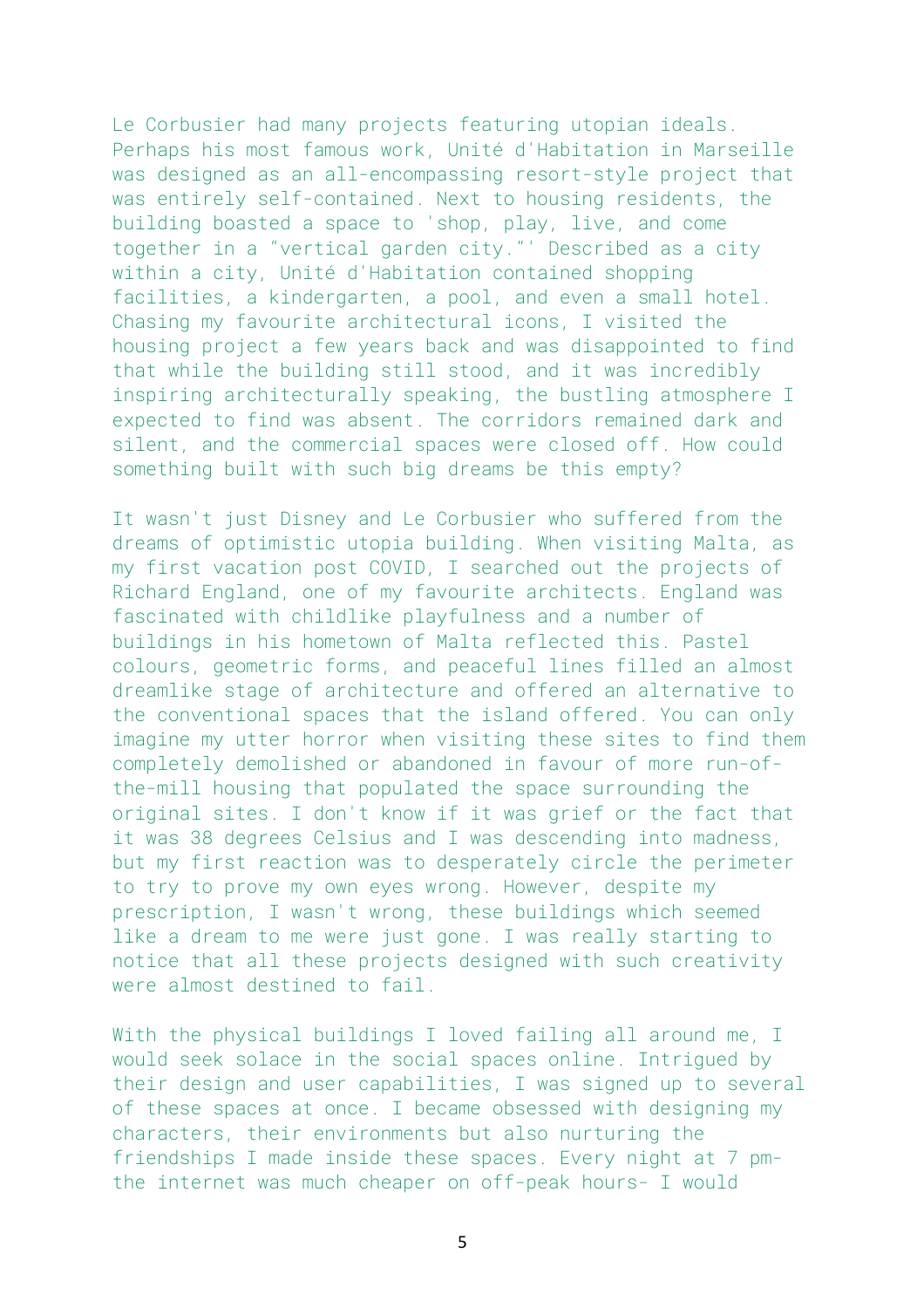Le Corbusier had many projects featuring utopian ideals. Perhaps his most famous work, Unité d'Habitation in Marseille was designed as an all-encompassing resort-style project that was entirely self-contained. Next to housing residents, the building boasted a space to 'shop, play, live, and come together in a "vertical garden city."' Described as a city within a city, Unité d'Habitation contained shopping facilities, a kindergarten, a pool, and even a small hotel. Chasing my favourite architectural icons, I visited the housing project a few years back and was disappointed to find that while the building still stood, and it was incredibly inspiring architecturally speaking, the bustling atmosphere I expected to find was absent. The corridors remained dark and silent, and the commercial spaces were closed off. How could something built with such big dreams be this empty?

It wasn't just Disney and Le Corbusier who suffered from the dreams of optimistic utopia building. When visiting Malta, as my first vacation post COVID, I searched out the projects of Richard England, one of my favourite architects. England was fascinated with childlike playfulness and a number of buildings in his hometown of Malta reflected this. Pastel colours, geometric forms, and peaceful lines filled an almost dreamlike stage of architecture and offered an alternative to the conventional spaces that the island offered. You can only imagine my utter horror when visiting these sites to find them completely demolished or abandoned in favour of more run-of-the-mill housing that populated the space surrounding the original sites. I don't know if it was grief or the fact that it was 38 degrees Celsius and I was descending into madness, but my first reaction was to desperately circle the perimeter to try to prove my own eyes wrong. However, despite my prescription, I wasn't wrong, these buildings which seemed like a dream to me were just gone. I was really starting to notice that all these projects designed with such creativity were almost destined to fail.

With the physical buildings I loved failing all around me, I would seek solace in the social spaces online. Intrigued by their design and user capabilities, I was signed up to several of these spaces at once. I became obsessed with designing my characters, their environments but also nurturing the friendships I made inside these spaces. Every night at 7 pm- the internet was much cheaper on off-peak hours- I would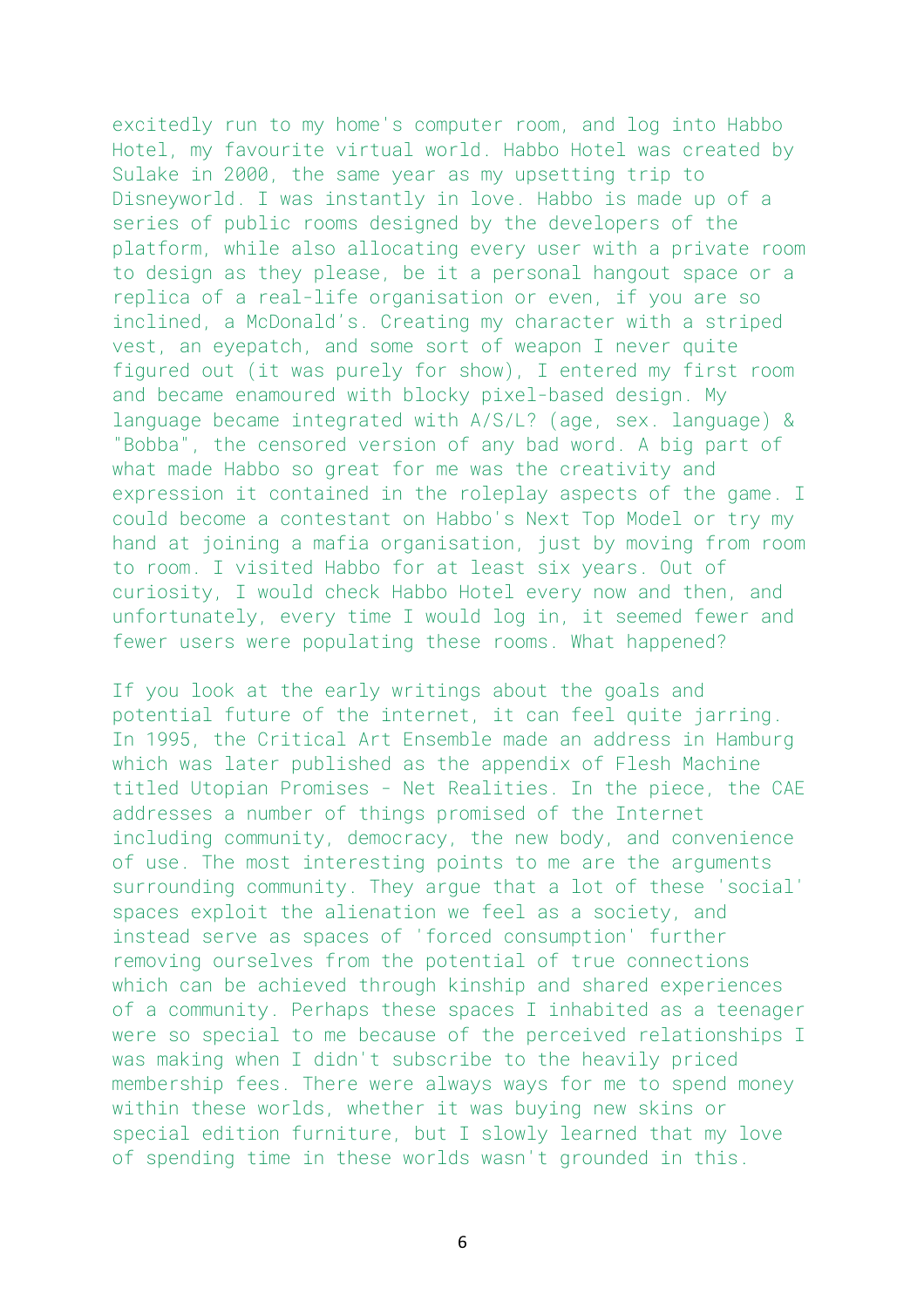excitedly run to my home's computer room, and log into Habbo Hotel, my favourite virtual world. Habbo Hotel was created by Sulake in 2000, the same year as my upsetting trip to Disneyworld. I was instantly in love. Habbo is made up of a series of public rooms designed by the developers of the platform, while also allocating every user with a private room to design as they please, be it a personal hangout space or a replica of a real-life organisation or even, if you are so inclined, a McDonald's. Creating my character with a striped vest, an eyepatch, and some sort of weapon I never quite figured out (it was purely for show), I entered my first room and became enamoured with blocky pixel-based design. My language became integrated with A/S/L? (age, sex. language) & "Bobba", the censored version of any bad word. A big part of what made Habbo so great for me was the creativity and expression it contained in the roleplay aspects of the game. I could become a contestant on Habbo's Next Top Model or try my hand at joining a mafia organisation, just by moving from room to room. I visited Habbo for at least six years. Out of curiosity, I would check Habbo Hotel every now and then, and unfortunately, every time I would log in, it seemed fewer and fewer users were populating these rooms. What happened?

If you look at the early writings about the goals and potential future of the internet, it can feel quite jarring. In 1995, the Critical Art Ensemble made an address in Hamburg which was later published as the appendix of Flesh Machine titled Utopian Promises - Net Realities. In the piece, the CAE addresses a number of things promised of the Internet including community, democracy, the new body, and convenience of use. The most interesting points to me are the arguments surrounding community. They argue that a lot of these 'social' spaces exploit the alienation we feel as a society, and instead serve as spaces of 'forced consumption' further removing ourselves from the potential of true connections which can be achieved through kinship and shared experiences of a community. Perhaps these spaces I inhabited as a teenager were so special to me because of the perceived relationships I was making when I didn't subscribe to the heavily priced membership fees. There were always ways for me to spend money within these worlds, whether it was buying new skins or special edition furniture, but I slowly learned that my love of spending time in these worlds wasn't grounded in this.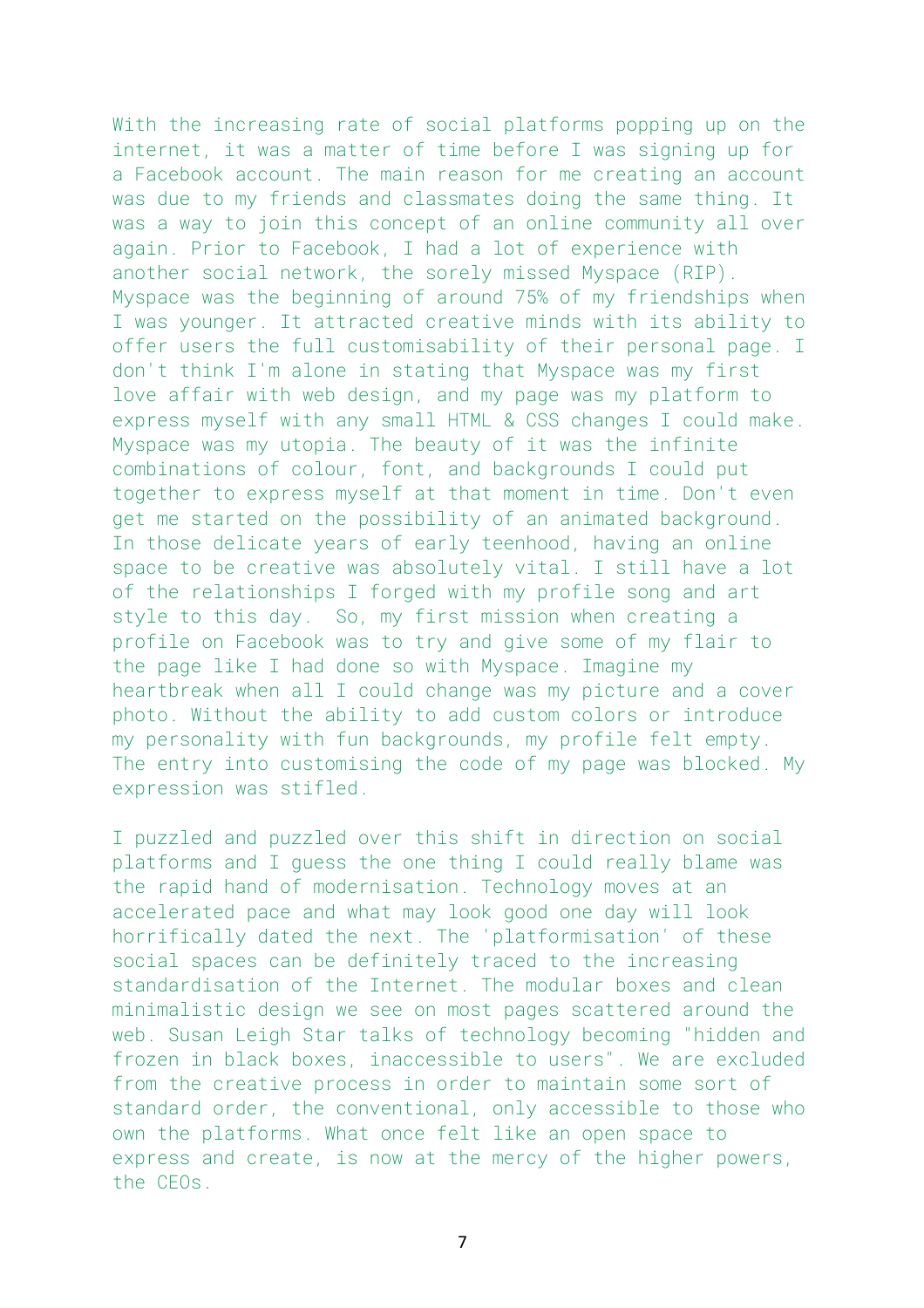With the increasing rate of social platforms popping up on the internet, it was a matter of time before I was signing up for a Facebook account. The main reason for me creating an account was due to my friends and classmates doing the same thing. It was a way to join this concept of an online community all over again. Prior to Facebook, I had a lot of experience with another social network, the sorely missed Myspace (RIP). Myspace was the beginning of around 75% of my friendships when I was younger. It attracted creative minds with its ability to offer users the full customisability of their personal page. I don't think I'm alone in stating that Myspace was my first love affair with web design, and my page was my platform to express myself with any small HTML & CSS changes I could make. Myspace was my utopia. The beauty of it was the infinite combinations of colour, font, and backgrounds I could put together to express myself at that moment in time. Don't even get me started on the possibility of an animated background. In those delicate years of early teenhood, having an online space to be creative was absolutely vital. I still have a lot of the relationships I forged with my profile song and art style to this day. So, my first mission when creating a profile on Facebook was to try and give some of my flair to the page like I had done so with Myspace. Imagine my heartbreak when all I could change was my picture and a cover photo. Without the ability to add custom colors or introduce my personality with fun backgrounds, my profile felt empty. The entry into customising the code of my page was blocked. My expression was stifled.

I puzzled and puzzled over this shift in direction on social platforms and I guess the one thing I could really blame was the rapid hand of modernisation. Technology moves at an accelerated pace and what may look good one day will look horrifically dated the next. The 'platformisation' of these social spaces can be definitely traced to the increasing standardisation of the Internet. The modular boxes and clean minimalistic design we see on most pages scattered around the web. Susan Leigh Star talks of technology becoming "hidden and frozen in black boxes, inaccessible to users". We are excluded from the creative process in order to maintain some sort of standard order, the conventional, only accessible to those who own the platforms. What once felt like an open space to express and create, is now at the mercy of the higher powers, the CEOs.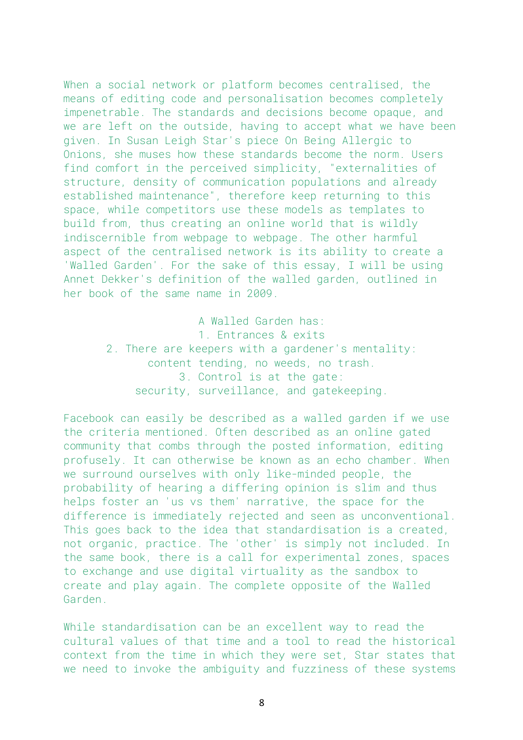When a social network or platform becomes centralised, the means of editing code and personalisation becomes completely impenetrable. The standards and decisions become opaque, and we are left on the outside, having to accept what we have been given. In Susan Leigh Star's piece On Being Allergic to Onions, she muses how these standards become the norm. Users find comfort in the perceived simplicity, "externalities of structure, density of communication populations and already established maintenance", therefore keep returning to this space, while competitors use these models as templates to build from, thus creating an online world that is wildly indiscernible from webpage to webpage. The other harmful aspect of the centralised network is its ability to create a 'Walled Garden'. For the sake of this essay, I will be using Annet Dekker's definition of the walled garden, outlined in her book of the same name in 2009.

A Walled Garden has:
1. Entrances & exits
2. There are keepers with a gardener's mentality:
content tending, no weeds, no trash.
3. Control is at the gate:
security, surveillance, and gatekeeping.

Facebook can easily be described as a walled garden if we use the criteria mentioned. Often described as an online gated community that combs through the posted information, editing profusely. It can otherwise be known as an echo chamber. When we surround ourselves with only like-minded people, the probability of hearing a differing opinion is slim and thus helps foster an 'us vs them' narrative, the space for the difference is immediately rejected and seen as unconventional. This goes back to the idea that standardisation is a created, not organic, practice. The 'other' is simply not included. In the same book, there is a call for experimental zones, spaces to exchange and use digital virtuality as the sandbox to create and play again. The complete opposite of the Walled Garden.

While standardisation can be an excellent way to read the cultural values of that time and a tool to read the historical context from the time in which they were set, Star states that we need to invoke the ambiguity and fuzziness of these systems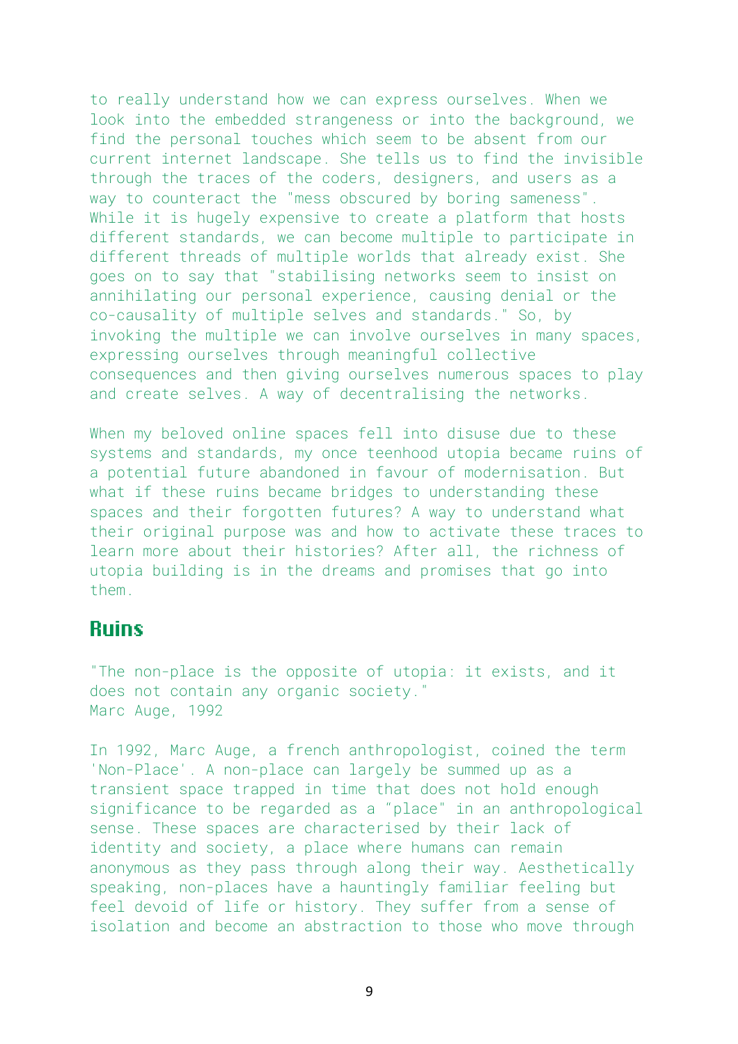to really understand how we can express ourselves. When we look into the embedded strangeness or into the background, we find the personal touches which seem to be absent from our current internet landscape. She tells us to find the invisible through the traces of the coders, designers, and users as a way to counteract the "mess obscured by boring sameness". While it is hugely expensive to create a platform that hosts different standards, we can become multiple to participate in different threads of multiple worlds that already exist. She goes on to say that "stabilising networks seem to insist on annihilating our personal experience, causing denial or the co-causality of multiple selves and standards." So, by invoking the multiple we can involve ourselves in many spaces, expressing ourselves through meaningful collective consequences and then giving ourselves numerous spaces to play and create selves. A way of decentralising the networks.

When my beloved online spaces fell into disuse due to these systems and standards, my once teenhood utopia became ruins of a potential future abandoned in favour of modernisation. But what if these ruins became bridges to understanding these spaces and their forgotten futures? A way to understand what their original purpose was and how to activate these traces to learn more about their histories? After all, the richness of utopia building is in the dreams and promises that go into them.

## Ruins

"The non-place is the opposite of utopia: it exists, and it does not contain any organic society."
Marc Auge, 1992

In 1992, Marc Auge, a french anthropologist, coined the term 'Non-Place'. A non-place can largely be summed up as a transient space trapped in time that does not hold enough significance to be regarded as a "place" in an anthropological sense. These spaces are characterised by their lack of identity and society, a place where humans can remain anonymous as they pass through along their way. Aesthetically speaking, non-places have a hauntingly familiar feeling but feel devoid of life or history. They suffer from a sense of isolation and become an abstraction to those who move through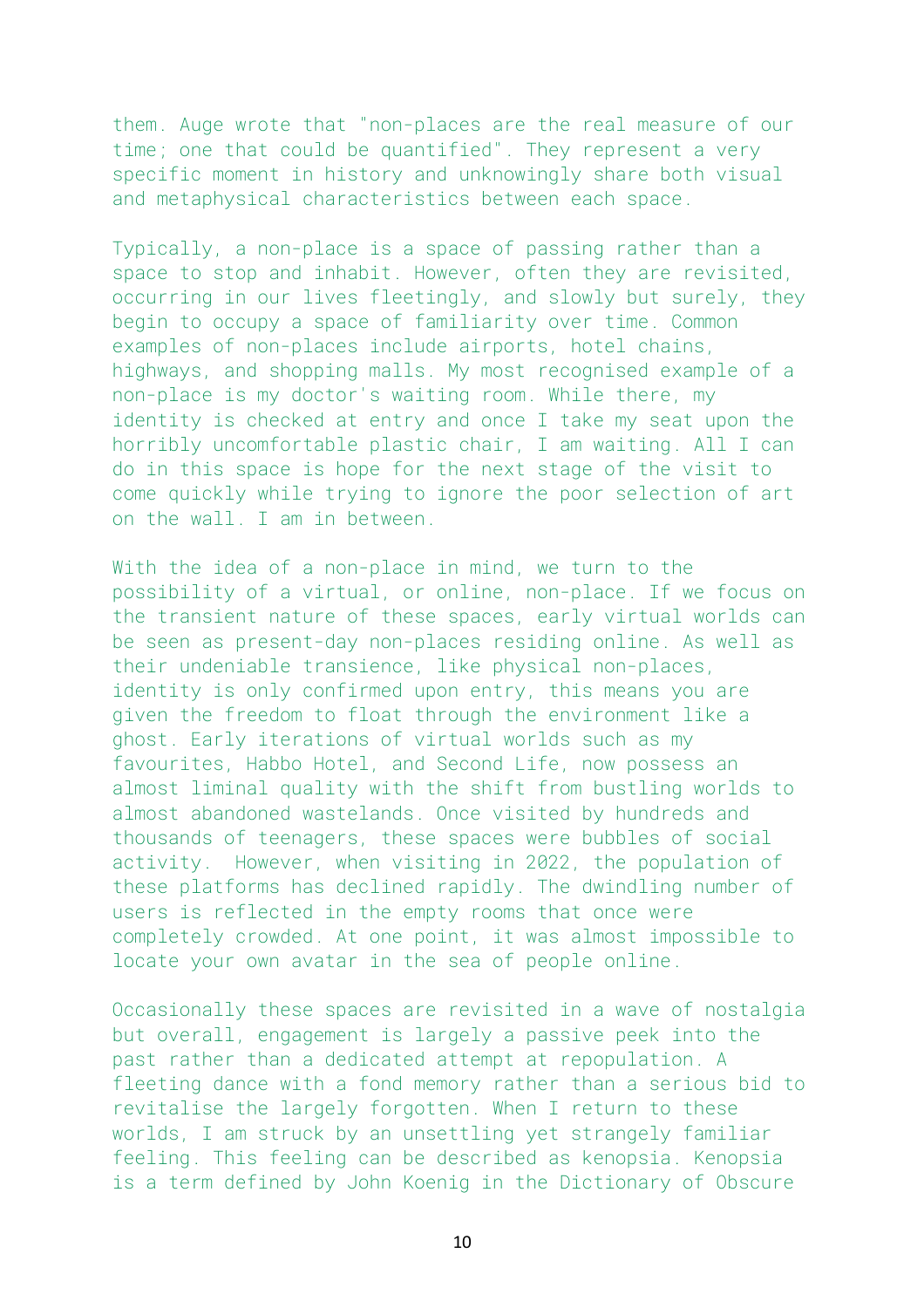them. Auge wrote that "non-places are the real measure of our time; one that could be quantified". They represent a very specific moment in history and unknowingly share both visual and metaphysical characteristics between each space.

Typically, a non-place is a space of passing rather than a space to stop and inhabit. However, often they are revisited, occurring in our lives fleetingly, and slowly but surely, they begin to occupy a space of familiarity over time. Common examples of non-places include airports, hotel chains, highways, and shopping malls. My most recognised example of a non-place is my doctor's waiting room. While there, my identity is checked at entry and once I take my seat upon the horribly uncomfortable plastic chair, I am waiting. All I can do in this space is hope for the next stage of the visit to come quickly while trying to ignore the poor selection of art on the wall. I am in between.

With the idea of a non-place in mind, we turn to the possibility of a virtual, or online, non-place. If we focus on the transient nature of these spaces, early virtual worlds can be seen as present-day non-places residing online. As well as their undeniable transience, like physical non-places, identity is only confirmed upon entry, this means you are given the freedom to float through the environment like a ghost. Early iterations of virtual worlds such as my favourites, Habbo Hotel, and Second Life, now possess an almost liminal quality with the shift from bustling worlds to almost abandoned wastelands. Once visited by hundreds and thousands of teenagers, these spaces were bubbles of social activity.  However, when visiting in 2022, the population of these platforms has declined rapidly. The dwindling number of users is reflected in the empty rooms that once were completely crowded. At one point, it was almost impossible to locate your own avatar in the sea of people online.

Occasionally these spaces are revisited in a wave of nostalgia but overall, engagement is largely a passive peek into the past rather than a dedicated attempt at repopulation. A fleeting dance with a fond memory rather than a serious bid to revitalise the largely forgotten. When I return to these worlds, I am struck by an unsettling yet strangely familiar feeling. This feeling can be described as kenopsia. Kenopsia is a term defined by John Koenig in the Dictionary of Obscure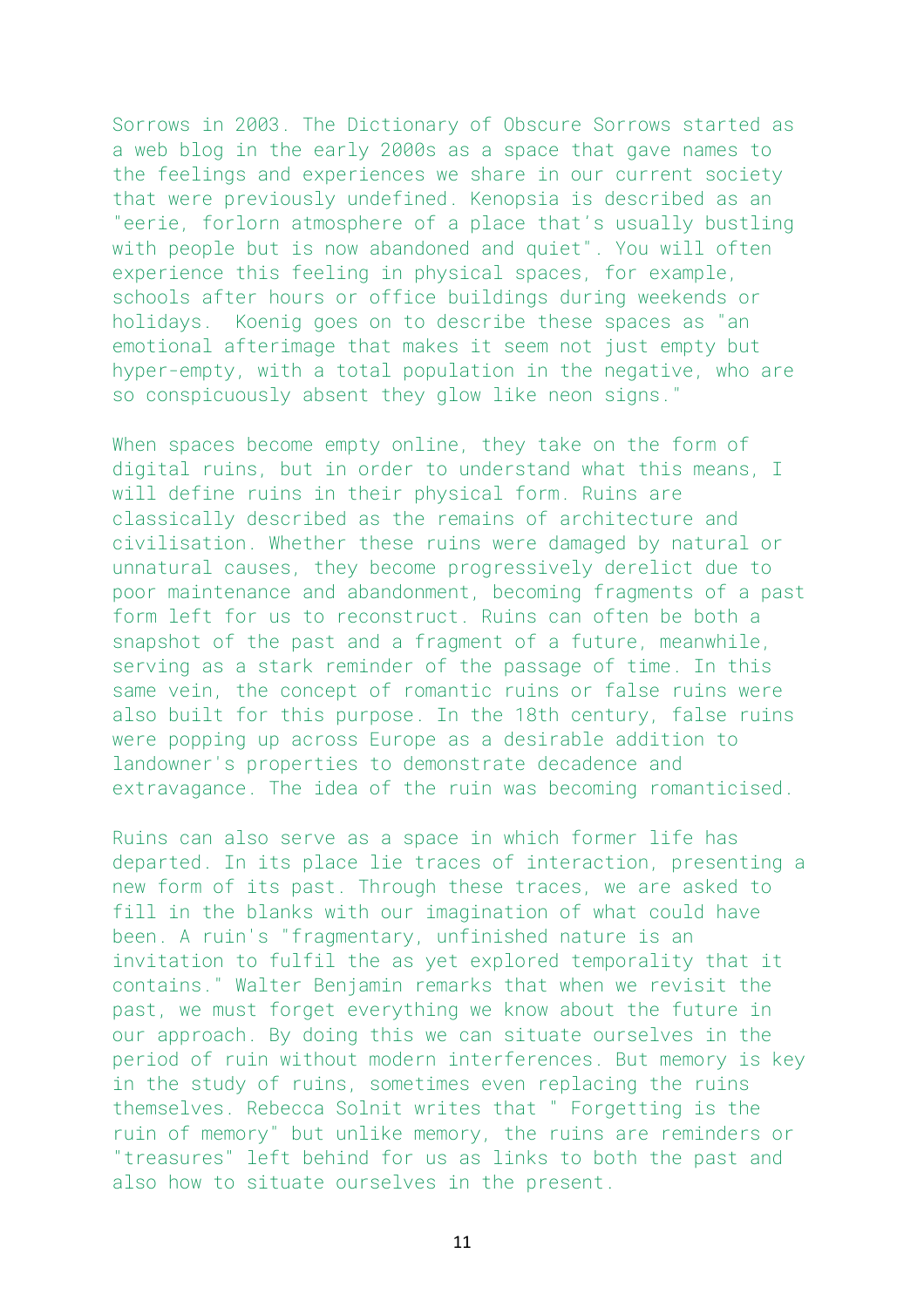Sorrows in 2003. The Dictionary of Obscure Sorrows started as a web blog in the early 2000s as a space that gave names to the feelings and experiences we share in our current society that were previously undefined. Kenopsia is described as an "eerie, forlorn atmosphere of a place that's usually bustling with people but is now abandoned and quiet". You will often experience this feeling in physical spaces, for example, schools after hours or office buildings during weekends or holidays. Koenig goes on to describe these spaces as "an emotional afterimage that makes it seem not just empty but hyper-empty, with a total population in the negative, who are so conspicuously absent they glow like neon signs."

When spaces become empty online, they take on the form of digital ruins, but in order to understand what this means, I will define ruins in their physical form. Ruins are classically described as the remains of architecture and civilisation. Whether these ruins were damaged by natural or unnatural causes, they become progressively derelict due to poor maintenance and abandonment, becoming fragments of a past form left for us to reconstruct. Ruins can often be both a snapshot of the past and a fragment of a future, meanwhile, serving as a stark reminder of the passage of time. In this same vein, the concept of romantic ruins or false ruins were also built for this purpose. In the 18th century, false ruins were popping up across Europe as a desirable addition to landowner's properties to demonstrate decadence and extravagance. The idea of the ruin was becoming romanticised.

Ruins can also serve as a space in which former life has departed. In its place lie traces of interaction, presenting a new form of its past. Through these traces, we are asked to fill in the blanks with our imagination of what could have been. A ruin's "fragmentary, unfinished nature is an invitation to fulfil the as yet explored temporality that it contains." Walter Benjamin remarks that when we revisit the past, we must forget everything we know about the future in our approach. By doing this we can situate ourselves in the period of ruin without modern interferences. But memory is key in the study of ruins, sometimes even replacing the ruins themselves. Rebecca Solnit writes that " Forgetting is the ruin of memory" but unlike memory, the ruins are reminders or "treasures" left behind for us as links to both the past and also how to situate ourselves in the present.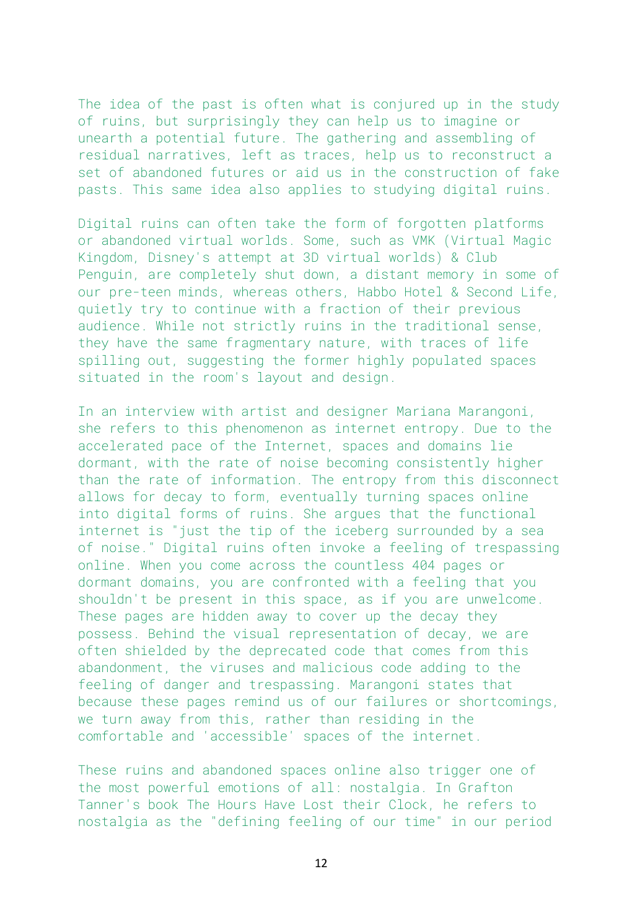The idea of the past is often what is conjured up in the study of ruins, but surprisingly they can help us to imagine or unearth a potential future. The gathering and assembling of residual narratives, left as traces, help us to reconstruct a set of abandoned futures or aid us in the construction of fake pasts. This same idea also applies to studying digital ruins.

Digital ruins can often take the form of forgotten platforms or abandoned virtual worlds. Some, such as VMK (Virtual Magic Kingdom, Disney's attempt at 3D virtual worlds) & Club Penguin, are completely shut down, a distant memory in some of our pre-teen minds, whereas others, Habbo Hotel & Second Life, quietly try to continue with a fraction of their previous audience. While not strictly ruins in the traditional sense, they have the same fragmentary nature, with traces of life spilling out, suggesting the former highly populated spaces situated in the room's layout and design.

In an interview with artist and designer Mariana Marangoni, she refers to this phenomenon as internet entropy. Due to the accelerated pace of the Internet, spaces and domains lie dormant, with the rate of noise becoming consistently higher than the rate of information. The entropy from this disconnect allows for decay to form, eventually turning spaces online into digital forms of ruins. She argues that the functional internet is "just the tip of the iceberg surrounded by a sea of noise." Digital ruins often invoke a feeling of trespassing online. When you come across the countless 404 pages or dormant domains, you are confronted with a feeling that you shouldn't be present in this space, as if you are unwelcome. These pages are hidden away to cover up the decay they possess. Behind the visual representation of decay, we are often shielded by the deprecated code that comes from this abandonment, the viruses and malicious code adding to the feeling of danger and trespassing. Marangoni states that because these pages remind us of our failures or shortcomings, we turn away from this, rather than residing in the comfortable and 'accessible' spaces of the internet.

These ruins and abandoned spaces online also trigger one of the most powerful emotions of all: nostalgia. In Grafton Tanner's book The Hours Have Lost their Clock, he refers to nostalgia as the "defining feeling of our time" in our period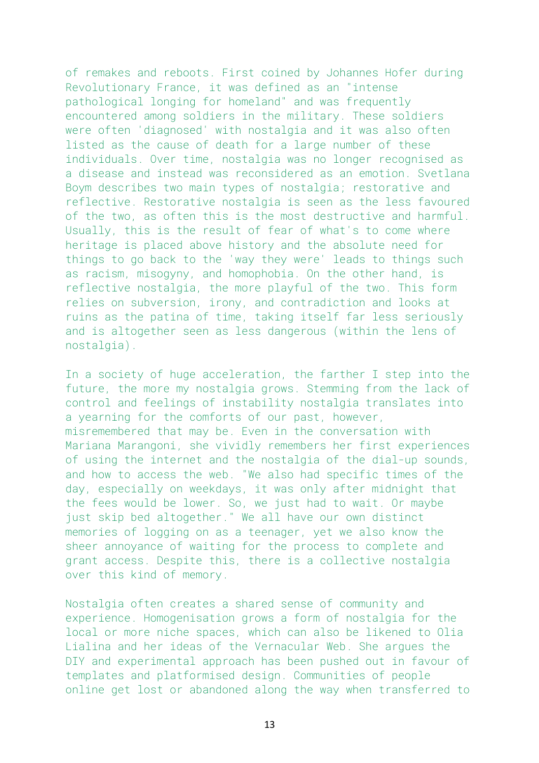of remakes and reboots. First coined by Johannes Hofer during Revolutionary France, it was defined as an "intense pathological longing for homeland" and was frequently encountered among soldiers in the military. These soldiers were often 'diagnosed' with nostalgia and it was also often listed as the cause of death for a large number of these individuals. Over time, nostalgia was no longer recognised as a disease and instead was reconsidered as an emotion. Svetlana Boym describes two main types of nostalgia; restorative and reflective. Restorative nostalgia is seen as the less favoured of the two, as often this is the most destructive and harmful. Usually, this is the result of fear of what's to come where heritage is placed above history and the absolute need for things to go back to the 'way they were' leads to things such as racism, misogyny, and homophobia. On the other hand, is reflective nostalgia, the more playful of the two. This form relies on subversion, irony, and contradiction and looks at ruins as the patina of time, taking itself far less seriously and is altogether seen as less dangerous (within the lens of nostalgia).

In a society of huge acceleration, the farther I step into the future, the more my nostalgia grows. Stemming from the lack of control and feelings of instability nostalgia translates into a yearning for the comforts of our past, however, misremembered that may be. Even in the conversation with Mariana Marangoni, she vividly remembers her first experiences of using the internet and the nostalgia of the dial-up sounds, and how to access the web. "We also had specific times of the day, especially on weekdays, it was only after midnight that the fees would be lower. So, we just had to wait. Or maybe just skip bed altogether." We all have our own distinct memories of logging on as a teenager, yet we also know the sheer annoyance of waiting for the process to complete and grant access. Despite this, there is a collective nostalgia over this kind of memory.

Nostalgia often creates a shared sense of community and experience. Homogenisation grows a form of nostalgia for the local or more niche spaces, which can also be likened to Olia Lialina and her ideas of the Vernacular Web. She argues the DIY and experimental approach has been pushed out in favour of templates and platformised design. Communities of people online get lost or abandoned along the way when transferred to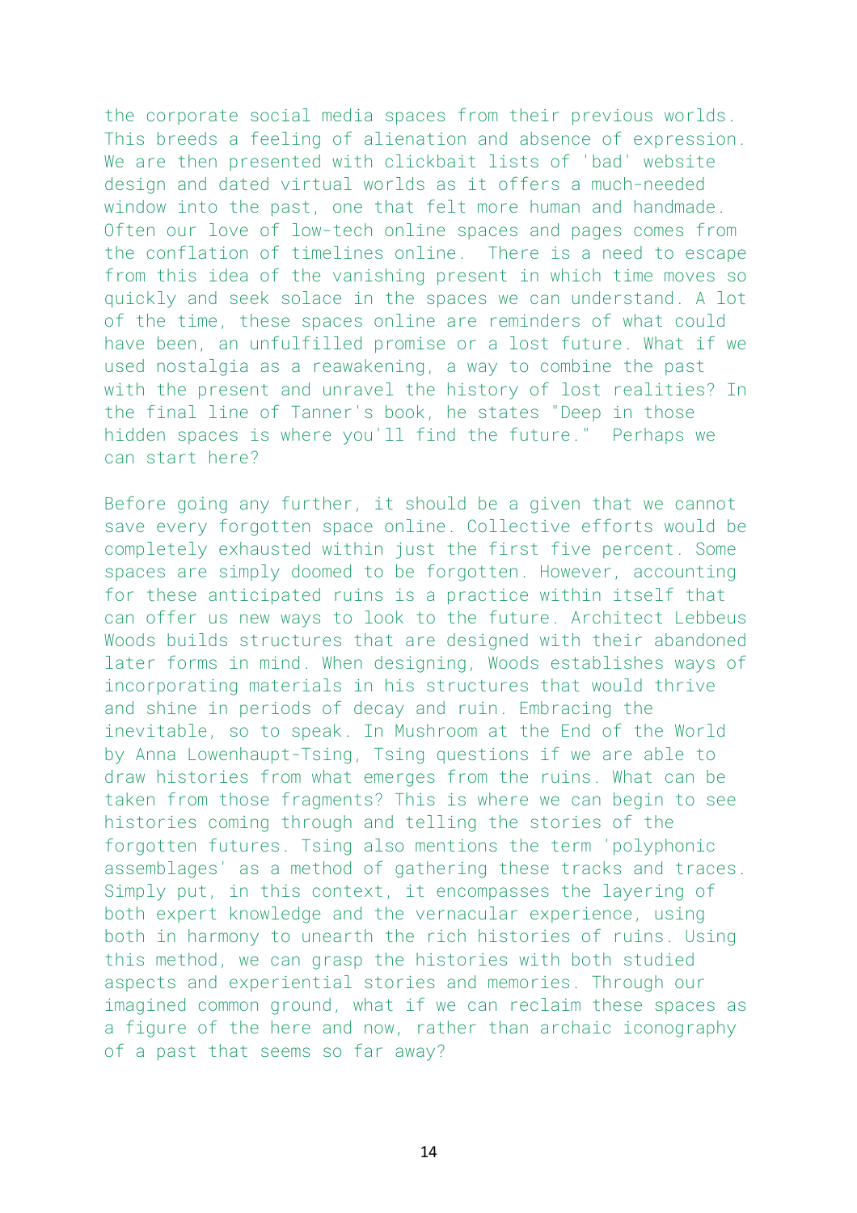the corporate social media spaces from their previous worlds. This breeds a feeling of alienation and absence of expression. We are then presented with clickbait lists of 'bad' website design and dated virtual worlds as it offers a much-needed window into the past, one that felt more human and handmade. Often our love of low-tech online spaces and pages comes from the conflation of timelines online.  There is a need to escape from this idea of the vanishing present in which time moves so quickly and seek solace in the spaces we can understand. A lot of the time, these spaces online are reminders of what could have been, an unfulfilled promise or a lost future. What if we used nostalgia as a reawakening, a way to combine the past with the present and unravel the history of lost realities? In the final line of Tanner's book, he states "Deep in those hidden spaces is where you'll find the future."  Perhaps we can start here?

Before going any further, it should be a given that we cannot save every forgotten space online. Collective efforts would be completely exhausted within just the first five percent. Some spaces are simply doomed to be forgotten. However, accounting for these anticipated ruins is a practice within itself that can offer us new ways to look to the future. Architect Lebbeus Woods builds structures that are designed with their abandoned later forms in mind. When designing, Woods establishes ways of incorporating materials in his structures that would thrive and shine in periods of decay and ruin. Embracing the inevitable, so to speak. In Mushroom at the End of the World by Anna Lowenhaupt-Tsing, Tsing questions if we are able to draw histories from what emerges from the ruins. What can be taken from those fragments? This is where we can begin to see histories coming through and telling the stories of the forgotten futures. Tsing also mentions the term 'polyphonic assemblages' as a method of gathering these tracks and traces. Simply put, in this context, it encompasses the layering of both expert knowledge and the vernacular experience, using both in harmony to unearth the rich histories of ruins. Using this method, we can grasp the histories with both studied aspects and experiential stories and memories. Through our imagined common ground, what if we can reclaim these spaces as a figure of the here and now, rather than archaic iconography of a past that seems so far away?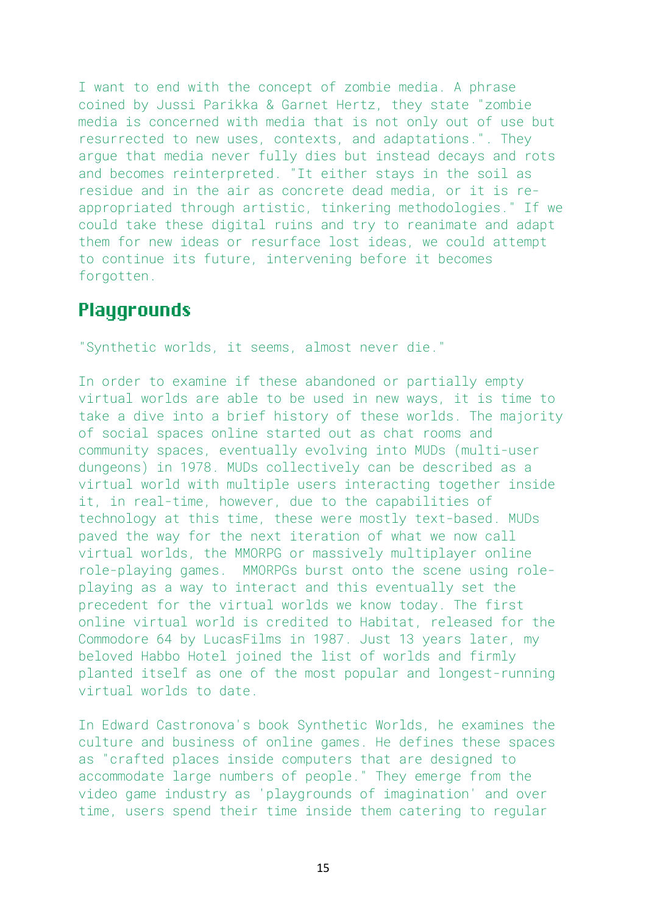I want to end with the concept of zombie media. A phrase coined by Jussi Parikka & Garnet Hertz, they state "zombie media is concerned with media that is not only out of use but resurrected to new uses, contexts, and adaptations.". They argue that media never fully dies but instead decays and rots and becomes reinterpreted. "It either stays in the soil as residue and in the air as concrete dead media, or it is re-appropriated through artistic, tinkering methodologies." If we could take these digital ruins and try to reanimate and adapt them for new ideas or resurface lost ideas, we could attempt to continue its future, intervening before it becomes forgotten.

## Playgrounds

"Synthetic worlds, it seems, almost never die."

In order to examine if these abandoned or partially empty virtual worlds are able to be used in new ways, it is time to take a dive into a brief history of these worlds. The majority of social spaces online started out as chat rooms and community spaces, eventually evolving into MUDs (multi-user dungeons) in 1978. MUDs collectively can be described as a virtual world with multiple users interacting together inside it, in real-time, however, due to the capabilities of technology at this time, these were mostly text-based. MUDs paved the way for the next iteration of what we now call virtual worlds, the MMORPG or massively multiplayer online role-playing games. MMORPGs burst onto the scene using role-playing as a way to interact and this eventually set the precedent for the virtual worlds we know today. The first online virtual world is credited to Habitat, released for the Commodore 64 by LucasFilms in 1987. Just 13 years later, my beloved Habbo Hotel joined the list of worlds and firmly planted itself as one of the most popular and longest-running virtual worlds to date.

In Edward Castronova's book Synthetic Worlds, he examines the culture and business of online games. He defines these spaces as "crafted places inside computers that are designed to accommodate large numbers of people." They emerge from the video game industry as 'playgrounds of imagination' and over time, users spend their time inside them catering to regular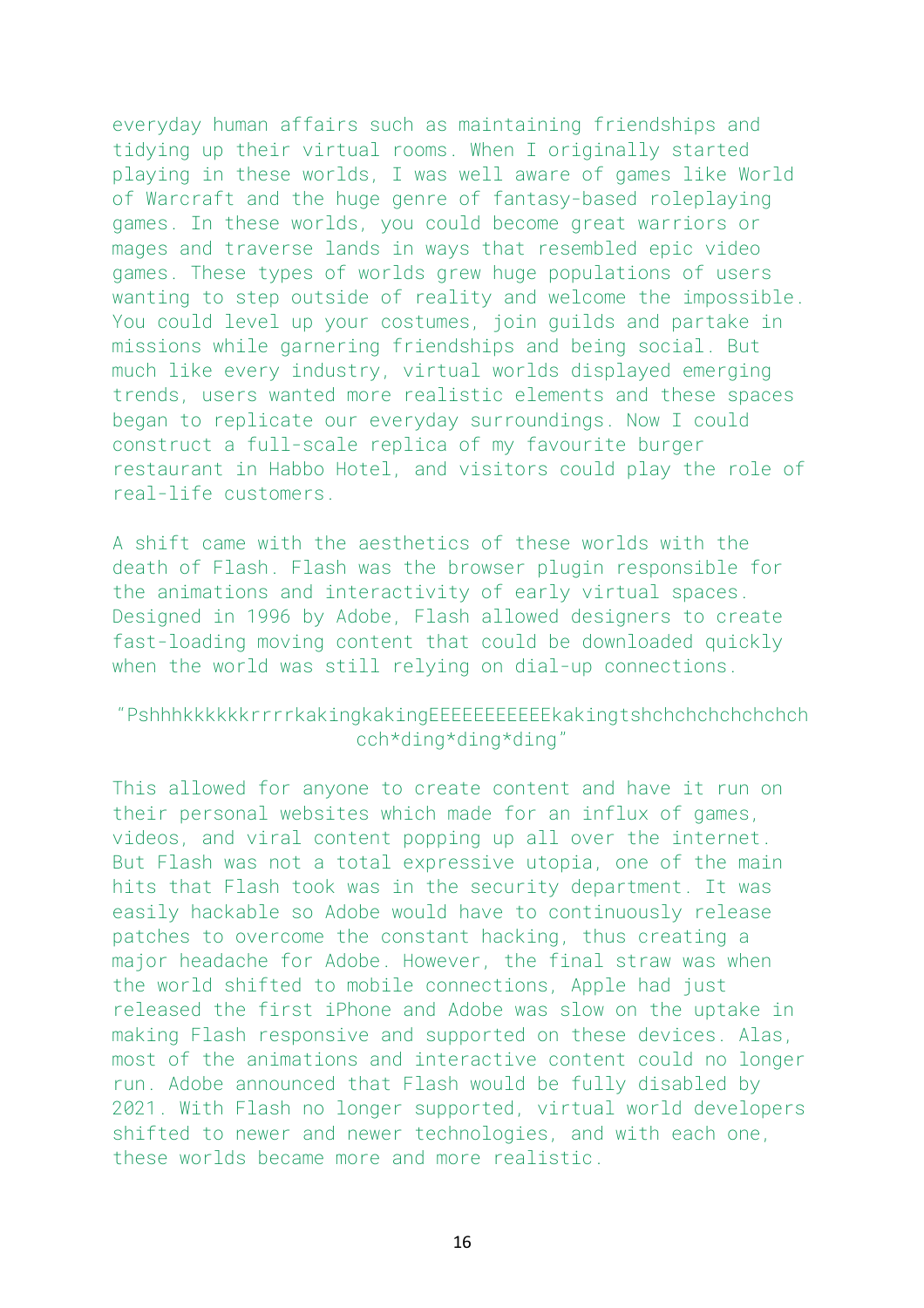everyday human affairs such as maintaining friendships and tidying up their virtual rooms. When I originally started playing in these worlds, I was well aware of games like World of Warcraft and the huge genre of fantasy-based roleplaying games. In these worlds, you could become great warriors or mages and traverse lands in ways that resembled epic video games. These types of worlds grew huge populations of users wanting to step outside of reality and welcome the impossible. You could level up your costumes, join guilds and partake in missions while garnering friendships and being social. But much like every industry, virtual worlds displayed emerging trends, users wanted more realistic elements and these spaces began to replicate our everyday surroundings. Now I could construct a full-scale replica of my favourite burger restaurant in Habbo Hotel, and visitors could play the role of real-life customers.

A shift came with the aesthetics of these worlds with the death of Flash. Flash was the browser plugin responsible for the animations and interactivity of early virtual spaces. Designed in 1996 by Adobe, Flash allowed designers to create fast-loading moving content that could be downloaded quickly when the world was still relying on dial-up connections.

"PshhhkkkkkkrrrrkakingkakingEEEEEEEEEEEkakingtshchchchchchchchcch*ding*ding*ding"

This allowed for anyone to create content and have it run on their personal websites which made for an influx of games, videos, and viral content popping up all over the internet. But Flash was not a total expressive utopia, one of the main hits that Flash took was in the security department. It was easily hackable so Adobe would have to continuously release patches to overcome the constant hacking, thus creating a major headache for Adobe. However, the final straw was when the world shifted to mobile connections, Apple had just released the first iPhone and Adobe was slow on the uptake in making Flash responsive and supported on these devices. Alas, most of the animations and interactive content could no longer run. Adobe announced that Flash would be fully disabled by 2021. With Flash no longer supported, virtual world developers shifted to newer and newer technologies, and with each one, these worlds became more and more realistic.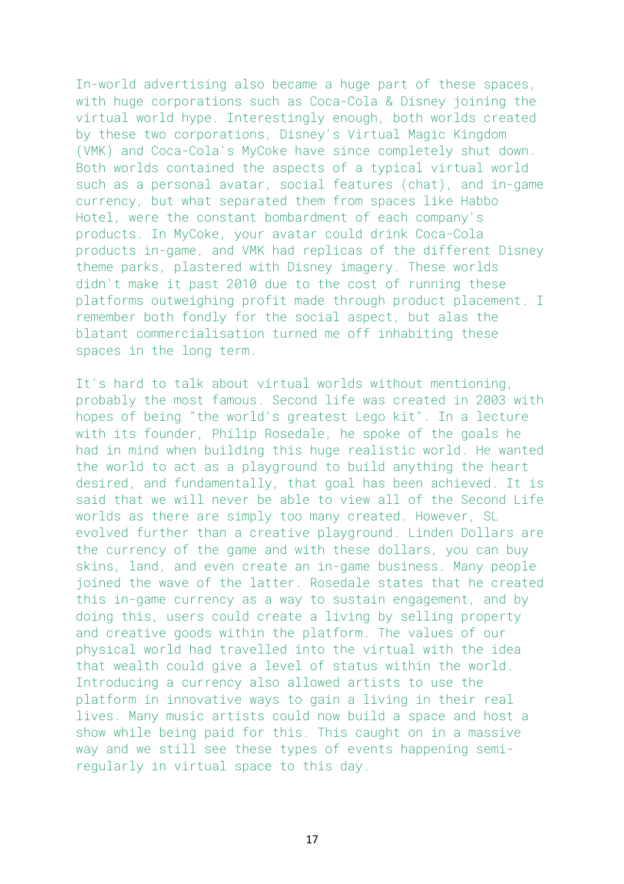In-world advertising also became a huge part of these spaces, with huge corporations such as Coca-Cola & Disney joining the virtual world hype. Interestingly enough, both worlds created by these two corporations, Disney's Virtual Magic Kingdom (VMK) and Coca-Cola's MyCoke have since completely shut down. Both worlds contained the aspects of a typical virtual world such as a personal avatar, social features (chat), and in-game currency, but what separated them from spaces like Habbo Hotel, were the constant bombardment of each company's products. In MyCoke, your avatar could drink Coca-Cola products in-game, and VMK had replicas of the different Disney theme parks, plastered with Disney imagery. These worlds didn't make it past 2010 due to the cost of running these platforms outweighing profit made through product placement. I remember both fondly for the social aspect, but alas the blatant commercialisation turned me off inhabiting these spaces in the long term.

It's hard to talk about virtual worlds without mentioning, probably the most famous. Second life was created in 2003 with hopes of being "the world's greatest Lego kit". In a lecture with its founder, Philip Rosedale, he spoke of the goals he had in mind when building this huge realistic world. He wanted the world to act as a playground to build anything the heart desired, and fundamentally, that goal has been achieved. It is said that we will never be able to view all of the Second Life worlds as there are simply too many created. However, SL evolved further than a creative playground. Linden Dollars are the currency of the game and with these dollars, you can buy skins, land, and even create an in-game business. Many people joined the wave of the latter. Rosedale states that he created this in-game currency as a way to sustain engagement, and by doing this, users could create a living by selling property and creative goods within the platform. The values of our physical world had travelled into the virtual with the idea that wealth could give a level of status within the world. Introducing a currency also allowed artists to use the platform in innovative ways to gain a living in their real lives. Many music artists could now build a space and host a show while being paid for this. This caught on in a massive way and we still see these types of events happening semi-regularly in virtual space to this day.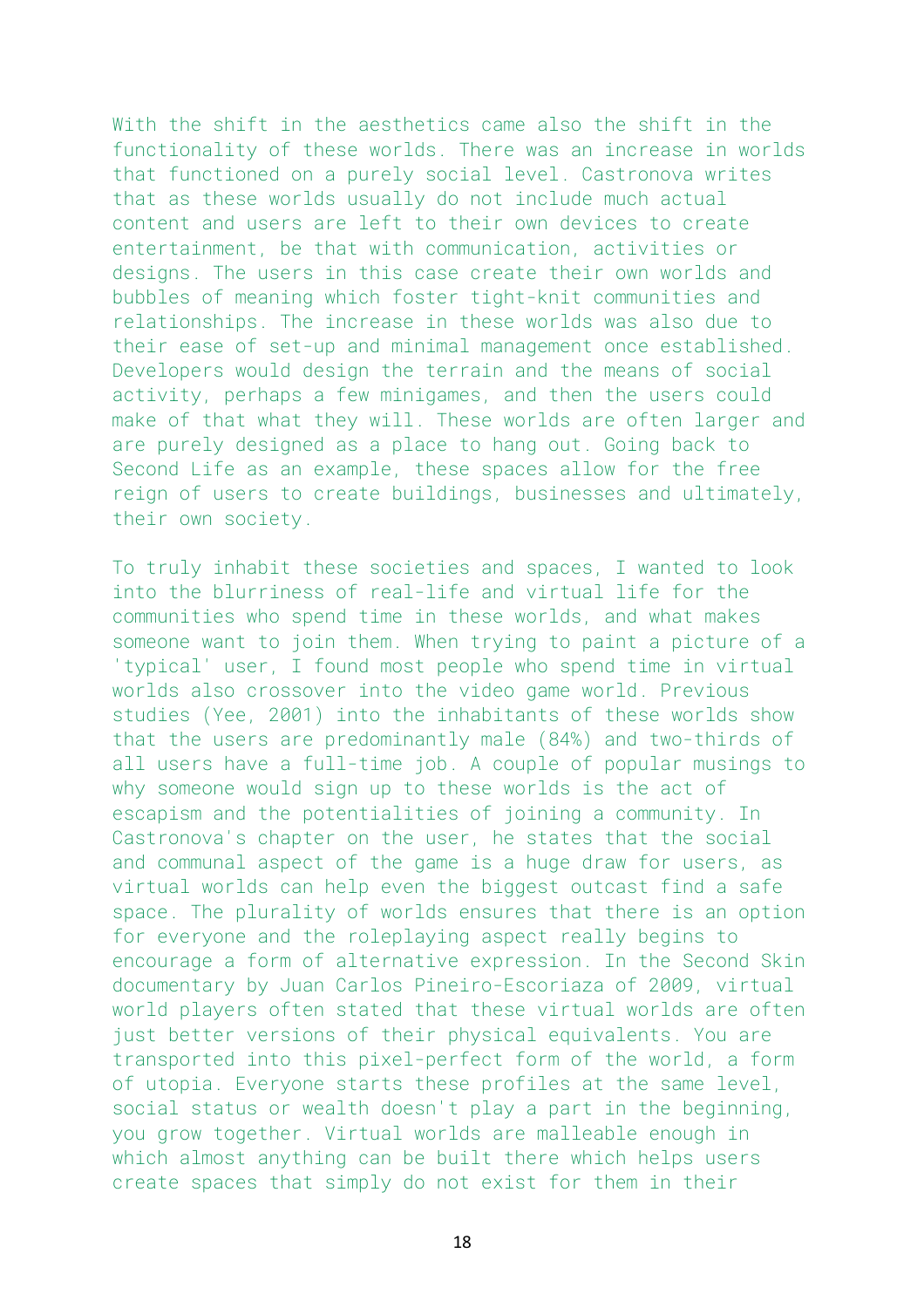With the shift in the aesthetics came also the shift in the functionality of these worlds. There was an increase in worlds that functioned on a purely social level. Castronova writes that as these worlds usually do not include much actual content and users are left to their own devices to create entertainment, be that with communication, activities or designs. The users in this case create their own worlds and bubbles of meaning which foster tight-knit communities and relationships. The increase in these worlds was also due to their ease of set-up and minimal management once established. Developers would design the terrain and the means of social activity, perhaps a few minigames, and then the users could make of that what they will. These worlds are often larger and are purely designed as a place to hang out. Going back to Second Life as an example, these spaces allow for the free reign of users to create buildings, businesses and ultimately, their own society.

To truly inhabit these societies and spaces, I wanted to look into the blurriness of real-life and virtual life for the communities who spend time in these worlds, and what makes someone want to join them. When trying to paint a picture of a 'typical' user, I found most people who spend time in virtual worlds also crossover into the video game world. Previous studies (Yee, 2001) into the inhabitants of these worlds show that the users are predominantly male (84%) and two-thirds of all users have a full-time job. A couple of popular musings to why someone would sign up to these worlds is the act of escapism and the potentialities of joining a community. In Castronova's chapter on the user, he states that the social and communal aspect of the game is a huge draw for users, as virtual worlds can help even the biggest outcast find a safe space. The plurality of worlds ensures that there is an option for everyone and the roleplaying aspect really begins to encourage a form of alternative expression. In the Second Skin documentary by Juan Carlos Pineiro-Escoriaza of 2009, virtual world players often stated that these virtual worlds are often just better versions of their physical equivalents. You are transported into this pixel-perfect form of the world, a form of utopia. Everyone starts these profiles at the same level, social status or wealth doesn't play a part in the beginning, you grow together. Virtual worlds are malleable enough in which almost anything can be built there which helps users create spaces that simply do not exist for them in their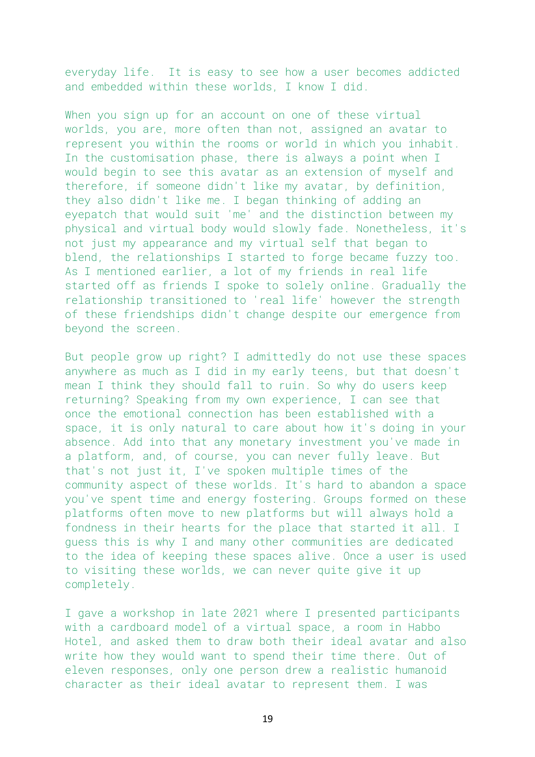everyday life. It is easy to see how a user becomes addicted and embedded within these worlds, I know I did.

When you sign up for an account on one of these virtual worlds, you are, more often than not, assigned an avatar to represent you within the rooms or world in which you inhabit. In the customisation phase, there is always a point when I would begin to see this avatar as an extension of myself and therefore, if someone didn't like my avatar, by definition, they also didn't like me. I began thinking of adding an eyepatch that would suit 'me' and the distinction between my physical and virtual body would slowly fade. Nonetheless, it's not just my appearance and my virtual self that began to blend, the relationships I started to forge became fuzzy too. As I mentioned earlier, a lot of my friends in real life started off as friends I spoke to solely online. Gradually the relationship transitioned to 'real life' however the strength of these friendships didn't change despite our emergence from beyond the screen.

But people grow up right? I admittedly do not use these spaces anywhere as much as I did in my early teens, but that doesn't mean I think they should fall to ruin. So why do users keep returning? Speaking from my own experience, I can see that once the emotional connection has been established with a space, it is only natural to care about how it's doing in your absence. Add into that any monetary investment you've made in a platform, and, of course, you can never fully leave. But that's not just it, I've spoken multiple times of the community aspect of these worlds. It's hard to abandon a space you've spent time and energy fostering. Groups formed on these platforms often move to new platforms but will always hold a fondness in their hearts for the place that started it all. I guess this is why I and many other communities are dedicated to the idea of keeping these spaces alive. Once a user is used to visiting these worlds, we can never quite give it up completely.

I gave a workshop in late 2021 where I presented participants with a cardboard model of a virtual space, a room in Habbo Hotel, and asked them to draw both their ideal avatar and also write how they would want to spend their time there. Out of eleven responses, only one person drew a realistic humanoid character as their ideal avatar to represent them. I was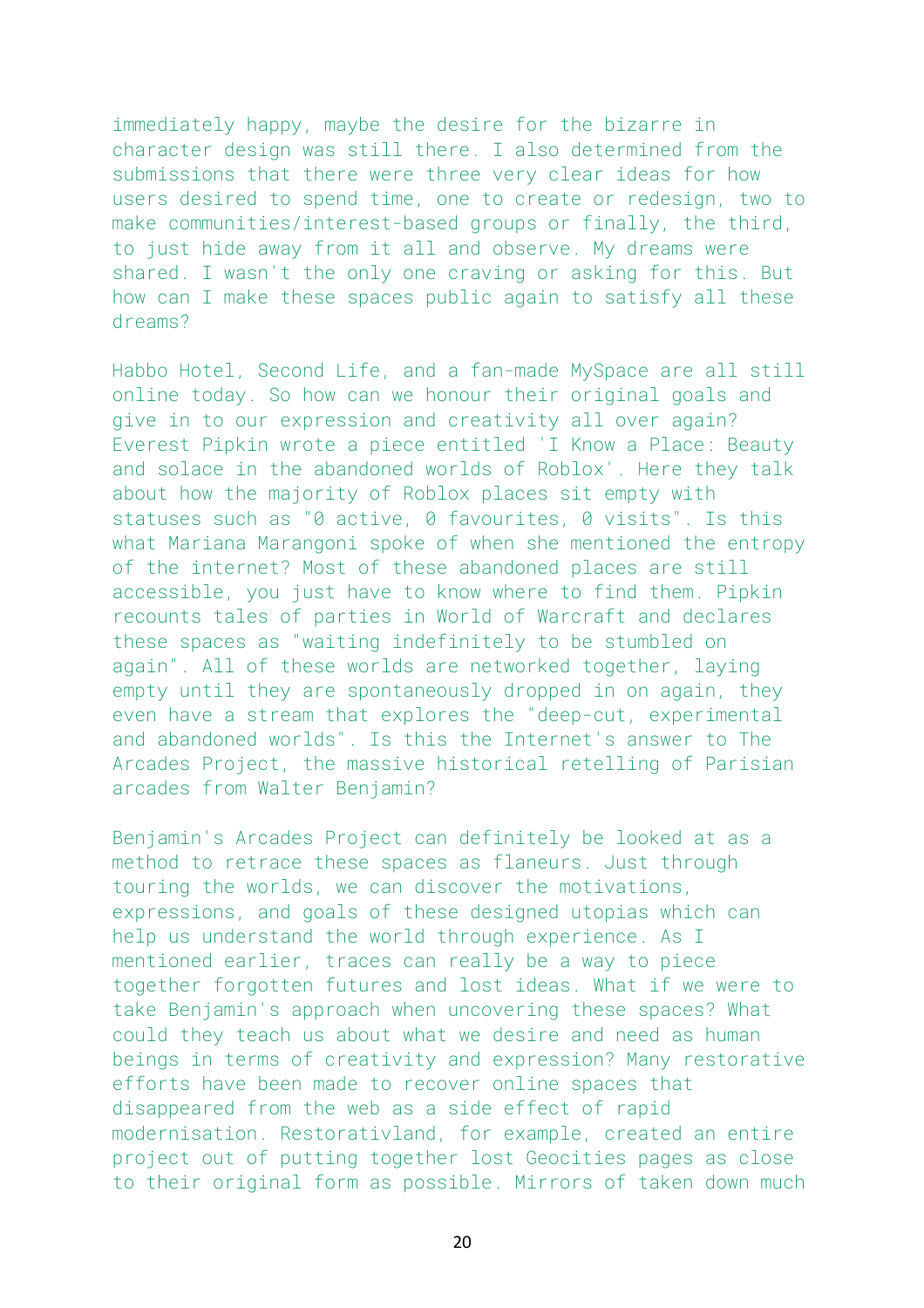immediately happy, maybe the desire for the bizarre in character design was still there. I also determined from the submissions that there were three very clear ideas for how users desired to spend time, one to create or redesign, two to make communities/interest-based groups or finally, the third, to just hide away from it all and observe. My dreams were shared. I wasn't the only one craving or asking for this. But how can I make these spaces public again to satisfy all these dreams?

Habbo Hotel, Second Life, and a fan-made MySpace are all still online today. So how can we honour their original goals and give in to our expression and creativity all over again? Everest Pipkin wrote a piece entitled 'I Know a Place: Beauty and solace in the abandoned worlds of Roblox'. Here they talk about how the majority of Roblox places sit empty with statuses such as "0 active, 0 favourites, 0 visits". Is this what Mariana Marangoni spoke of when she mentioned the entropy of the internet? Most of these abandoned places are still accessible, you just have to know where to find them. Pipkin recounts tales of parties in World of Warcraft and declares these spaces as "waiting indefinitely to be stumbled on again". All of these worlds are networked together, laying empty until they are spontaneously dropped in on again, they even have a stream that explores the "deep-cut, experimental and abandoned worlds". Is this the Internet's answer to The Arcades Project, the massive historical retelling of Parisian arcades from Walter Benjamin?

Benjamin's Arcades Project can definitely be looked at as a method to retrace these spaces as flaneurs. Just through touring the worlds, we can discover the motivations, expressions, and goals of these designed utopias which can help us understand the world through experience. As I mentioned earlier, traces can really be a way to piece together forgotten futures and lost ideas. What if we were to take Benjamin's approach when uncovering these spaces? What could they teach us about what we desire and need as human beings in terms of creativity and expression? Many restorative efforts have been made to recover online spaces that disappeared from the web as a side effect of rapid modernisation. Restorativland, for example, created an entire project out of putting together lost Geocities pages as close to their original form as possible. Mirrors of taken down much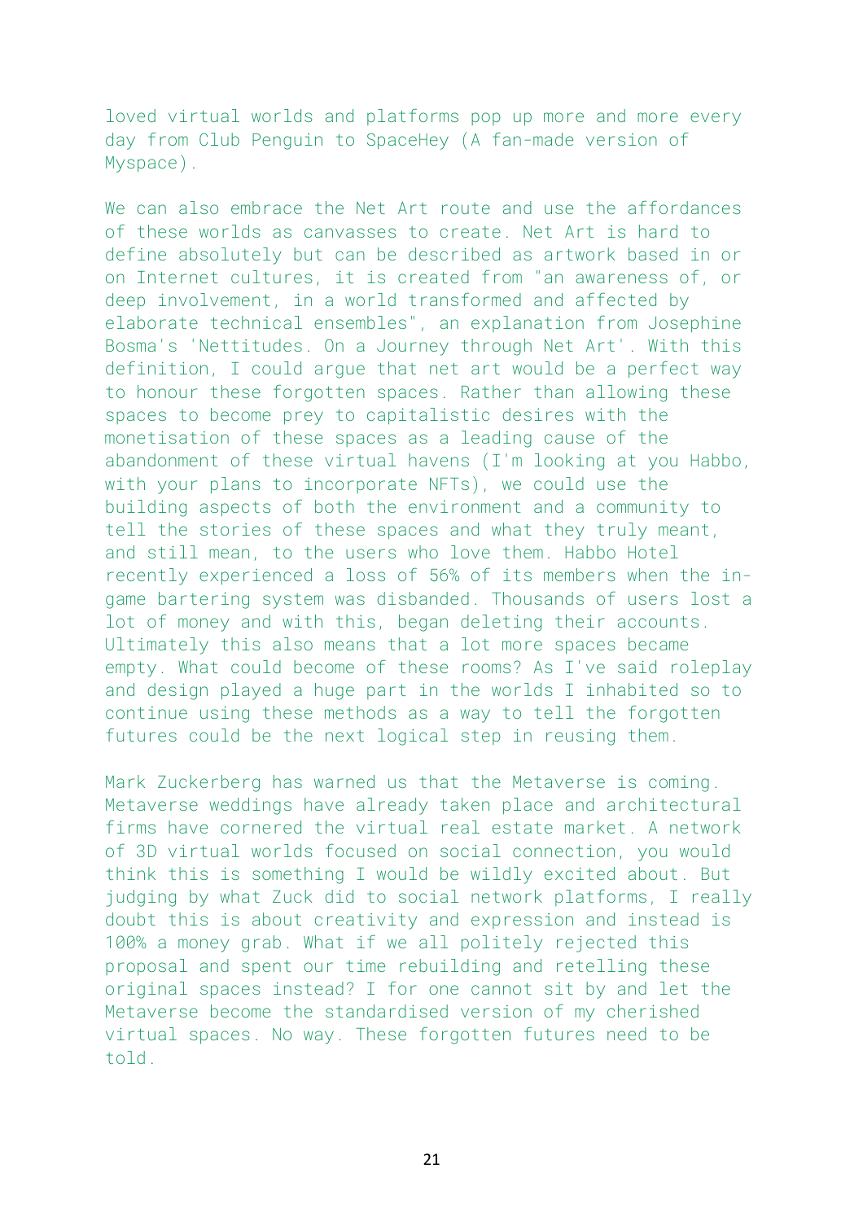loved virtual worlds and platforms pop up more and more every day from Club Penguin to SpaceHey (A fan-made version of Myspace).

We can also embrace the Net Art route and use the affordances of these worlds as canvasses to create. Net Art is hard to define absolutely but can be described as artwork based in or on Internet cultures, it is created from "an awareness of, or deep involvement, in a world transformed and affected by elaborate technical ensembles", an explanation from Josephine Bosma's 'Nettitudes. On a Journey through Net Art'. With this definition, I could argue that net art would be a perfect way to honour these forgotten spaces. Rather than allowing these spaces to become prey to capitalistic desires with the monetisation of these spaces as a leading cause of the abandonment of these virtual havens (I'm looking at you Habbo, with your plans to incorporate NFTs), we could use the building aspects of both the environment and a community to tell the stories of these spaces and what they truly meant, and still mean, to the users who love them. Habbo Hotel recently experienced a loss of 56% of its members when the in-game bartering system was disbanded. Thousands of users lost a lot of money and with this, began deleting their accounts. Ultimately this also means that a lot more spaces became empty. What could become of these rooms? As I've said roleplay and design played a huge part in the worlds I inhabited so to continue using these methods as a way to tell the forgotten futures could be the next logical step in reusing them.

Mark Zuckerberg has warned us that the Metaverse is coming. Metaverse weddings have already taken place and architectural firms have cornered the virtual real estate market. A network of 3D virtual worlds focused on social connection, you would think this is something I would be wildly excited about. But judging by what Zuck did to social network platforms, I really doubt this is about creativity and expression and instead is 100% a money grab. What if we all politely rejected this proposal and spent our time rebuilding and retelling these original spaces instead? I for one cannot sit by and let the Metaverse become the standardised version of my cherished virtual spaces. No way. These forgotten futures need to be told.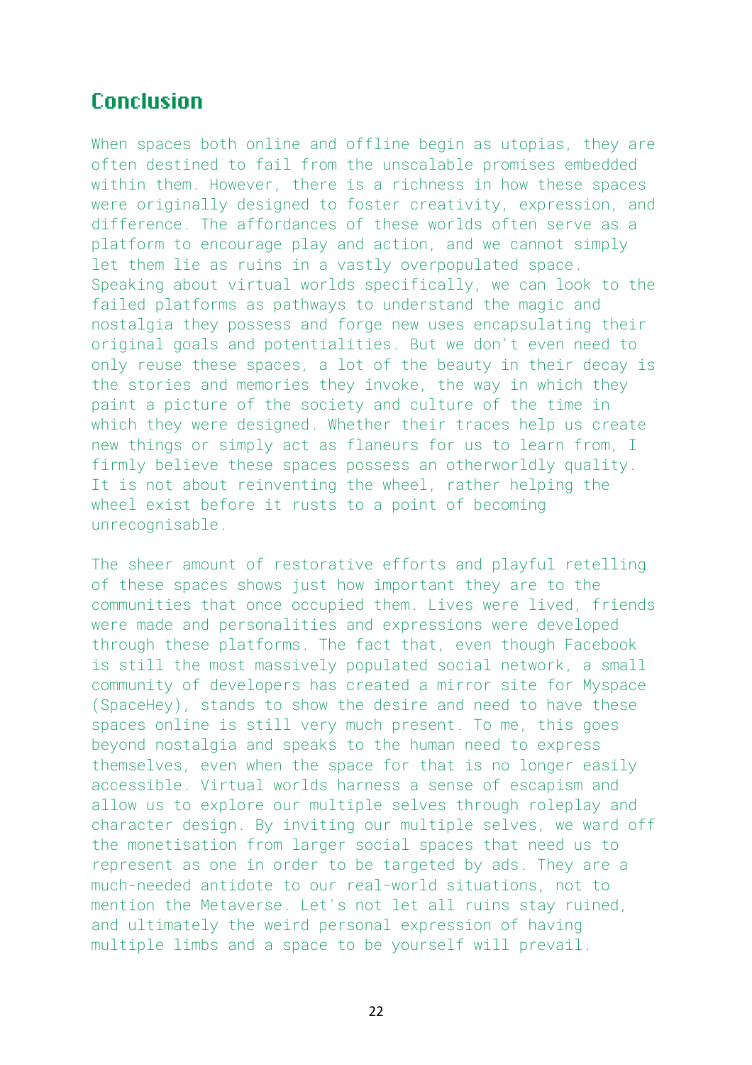## Conclusion

When spaces both online and offline begin as utopias, they are often destined to fail from the unscalable promises embedded within them. However, there is a richness in how these spaces were originally designed to foster creativity, expression, and difference. The affordances of these worlds often serve as a platform to encourage play and action, and we cannot simply let them lie as ruins in a vastly overpopulated space. Speaking about virtual worlds specifically, we can look to the failed platforms as pathways to understand the magic and nostalgia they possess and forge new uses encapsulating their original goals and potentialities. But we don't even need to only reuse these spaces, a lot of the beauty in their decay is the stories and memories they invoke, the way in which they paint a picture of the society and culture of the time in which they were designed. Whether their traces help us create new things or simply act as flaneurs for us to learn from, I firmly believe these spaces possess an otherworldly quality. It is not about reinventing the wheel, rather helping the wheel exist before it rusts to a point of becoming unrecognisable.

The sheer amount of restorative efforts and playful retelling of these spaces shows just how important they are to the communities that once occupied them. Lives were lived, friends were made and personalities and expressions were developed through these platforms. The fact that, even though Facebook is still the most massively populated social network, a small community of developers has created a mirror site for Myspace (SpaceHey), stands to show the desire and need to have these spaces online is still very much present. To me, this goes beyond nostalgia and speaks to the human need to express themselves, even when the space for that is no longer easily accessible. Virtual worlds harness a sense of escapism and allow us to explore our multiple selves through roleplay and character design. By inviting our multiple selves, we ward off the monetisation from larger social spaces that need us to represent as one in order to be targeted by ads. They are a much-needed antidote to our real-world situations, not to mention the Metaverse. Let's not let all ruins stay ruined, and ultimately the weird personal expression of having multiple limbs and a space to be yourself will prevail.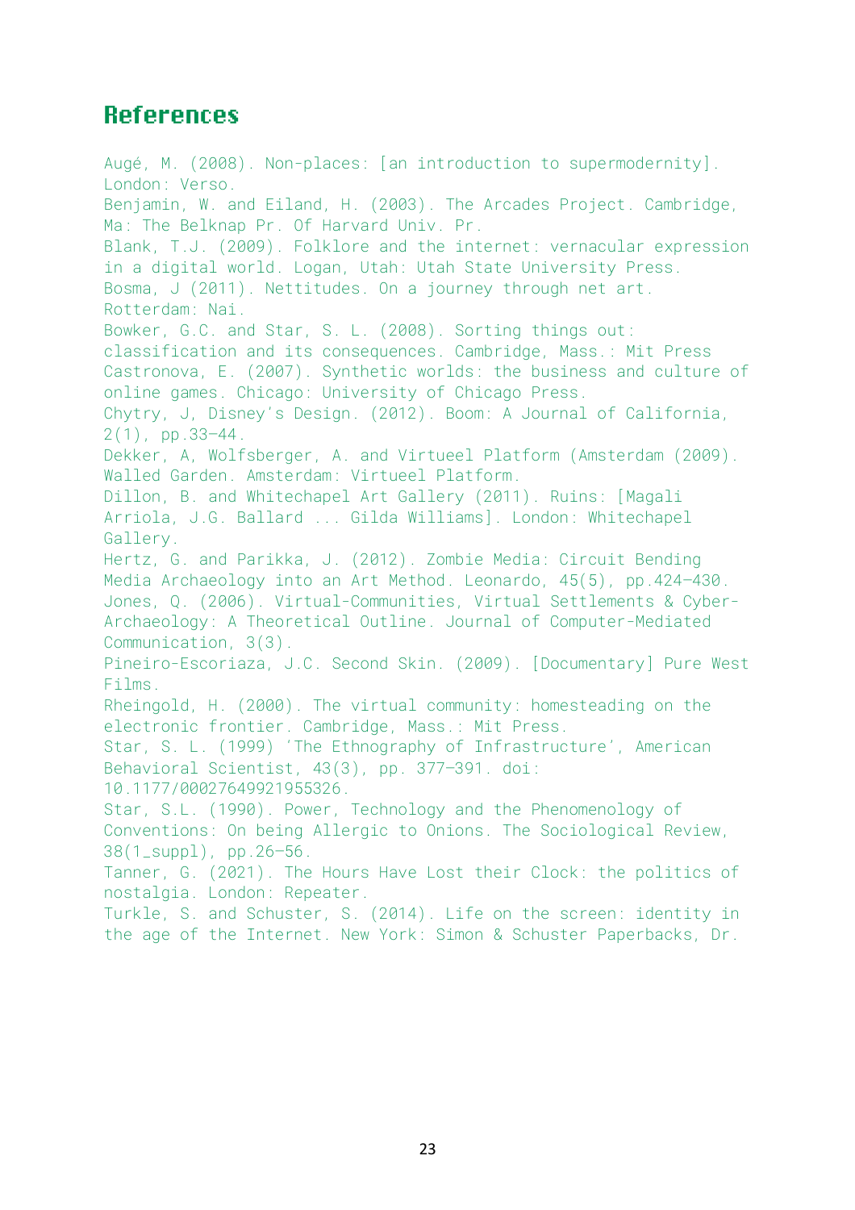# References

Augé, M. (2008). Non-places: [an introduction to supermodernity]. London: Verso.

Benjamin, W. and Eiland, H. (2003). The Arcades Project. Cambridge, Ma: The Belknap Pr. Of Harvard Univ. Pr.

Blank, T.J. (2009). Folklore and the internet: vernacular expression in a digital world. Logan, Utah: Utah State University Press.

Bosma, J (2011). Nettitudes. On a journey through net art. Rotterdam: Nai.

Bowker, G.C. and Star, S. L. (2008). Sorting things out: classification and its consequences. Cambridge, Mass.: Mit Press

Castronova, E. (2007). Synthetic worlds: the business and culture of online games. Chicago: University of Chicago Press.

Chytry, J, Disney's Design. (2012). Boom: A Journal of California, 2(1), pp.33–44.

Dekker, A, Wolfsberger, A. and Virtueel Platform (Amsterdam (2009). Walled Garden. Amsterdam: Virtueel Platform.

Dillon, B. and Whitechapel Art Gallery (2011). Ruins: [Magali Arriola, J.G. Ballard ... Gilda Williams]. London: Whitechapel Gallery.

Hertz, G. and Parikka, J. (2012). Zombie Media: Circuit Bending Media Archaeology into an Art Method. Leonardo, 45(5), pp.424–430.

Jones, Q. (2006). Virtual-Communities, Virtual Settlements & Cyber-Archaeology: A Theoretical Outline. Journal of Computer-Mediated Communication, 3(3).

Pineiro-Escoriaza, J.C. Second Skin. (2009). [Documentary] Pure West Films.

Rheingold, H. (2000). The virtual community: homesteading on the electronic frontier. Cambridge, Mass.: Mit Press.

Star, S. L. (1999) 'The Ethnography of Infrastructure', American Behavioral Scientist, 43(3), pp. 377–391. doi: 10.1177/00027649921955326.

Star, S.L. (1990). Power, Technology and the Phenomenology of Conventions: On being Allergic to Onions. The Sociological Review, 38(1_suppl), pp.26–56.

Tanner, G. (2021). The Hours Have Lost their Clock: the politics of nostalgia. London: Repeater.

Turkle, S. and Schuster, S. (2014). Life on the screen: identity in the age of the Internet. New York: Simon & Schuster Paperbacks, Dr.